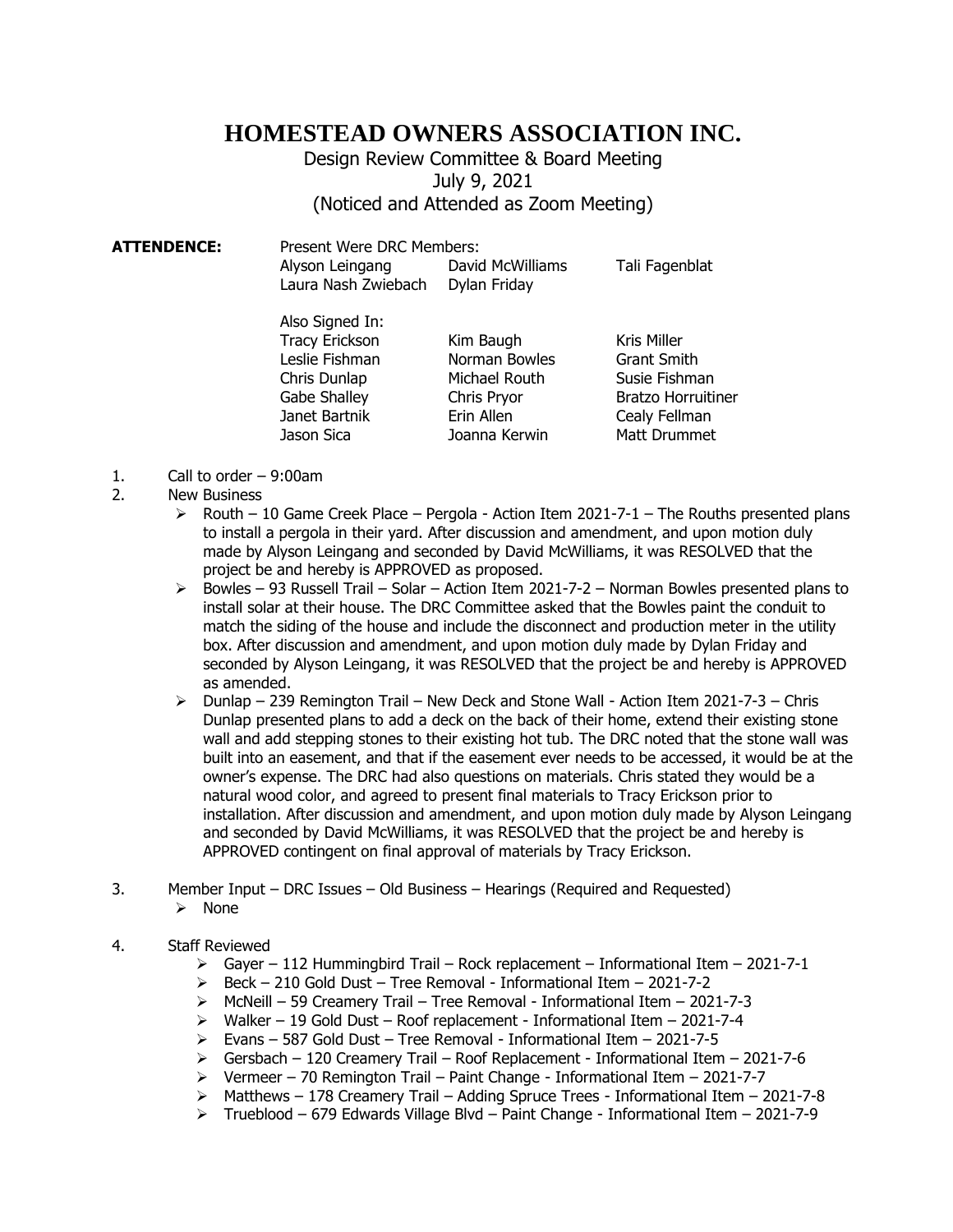# HOMESTEAD OWNERS ASSOCIATION INC.

Design Review Committee & Board Meeting
July 9, 2021
(Noticed and Attended as Zoom Meeting)

**ATTENDENCE:** Present Were DRC Members:

| | | |
|---|---|---|
| Alyson Leingang | David McWilliams | Tali Fagenblat |
| Laura Nash Zwiebach | Dylan Friday | |

Also Signed In:

| | | |
|---|---|---|
| Tracy Erickson | Kim Baugh | Kris Miller |
| Leslie Fishman | Norman Bowles | Grant Smith |
| Chris Dunlap | Michael Routh | Susie Fishman |
| Gabe Shalley | Chris Pryor | Bratzo Horruitiner |
| Janet Bartnik | Erin Allen | Cealy Fellman |
| Jason Sica | Joanna Kerwin | Matt Drummet |

1. Call to order – 9:00am
2. New Business
   - Routh – 10 Game Creek Place – Pergola - Action Item 2021-7-1 – The Rouths presented plans to install a pergola in their yard. After discussion and amendment, and upon motion duly made by Alyson Leingang and seconded by David McWilliams, it was RESOLVED that the project be and hereby is APPROVED as proposed.
   - Bowles – 93 Russell Trail – Solar – Action Item 2021-7-2 – Norman Bowles presented plans to install solar at their house. The DRC Committee asked that the Bowles paint the conduit to match the siding of the house and include the disconnect and production meter in the utility box. After discussion and amendment, and upon motion duly made by Dylan Friday and seconded by Alyson Leingang, it was RESOLVED that the project be and hereby is APPROVED as amended.
   - Dunlap – 239 Remington Trail – New Deck and Stone Wall - Action Item 2021-7-3 – Chris Dunlap presented plans to add a deck on the back of their home, extend their existing stone wall and add stepping stones to their existing hot tub. The DRC noted that the stone wall was built into an easement, and that if the easement ever needs to be accessed, it would be at the owner's expense. The DRC had also questions on materials. Chris stated they would be a natural wood color, and agreed to present final materials to Tracy Erickson prior to installation. After discussion and amendment, and upon motion duly made by Alyson Leingang and seconded by David McWilliams, it was RESOLVED that the project be and hereby is APPROVED contingent on final approval of materials by Tracy Erickson.
3. Member Input – DRC Issues – Old Business – Hearings (Required and Requested)
   - None
4. Staff Reviewed
   - Gayer – 112 Hummingbird Trail – Rock replacement – Informational Item – 2021-7-1
   - Beck – 210 Gold Dust – Tree Removal - Informational Item – 2021-7-2
   - McNeill – 59 Creamery Trail – Tree Removal - Informational Item – 2021-7-3
   - Walker – 19 Gold Dust – Roof replacement - Informational Item – 2021-7-4
   - Evans – 587 Gold Dust – Tree Removal - Informational Item – 2021-7-5
   - Gersbach – 120 Creamery Trail – Roof Replacement - Informational Item – 2021-7-6
   - Vermeer – 70 Remington Trail – Paint Change - Informational Item – 2021-7-7
   - Matthews – 178 Creamery Trail – Adding Spruce Trees - Informational Item – 2021-7-8
   - Trueblood – 679 Edwards Village Blvd – Paint Change - Informational Item – 2021-7-9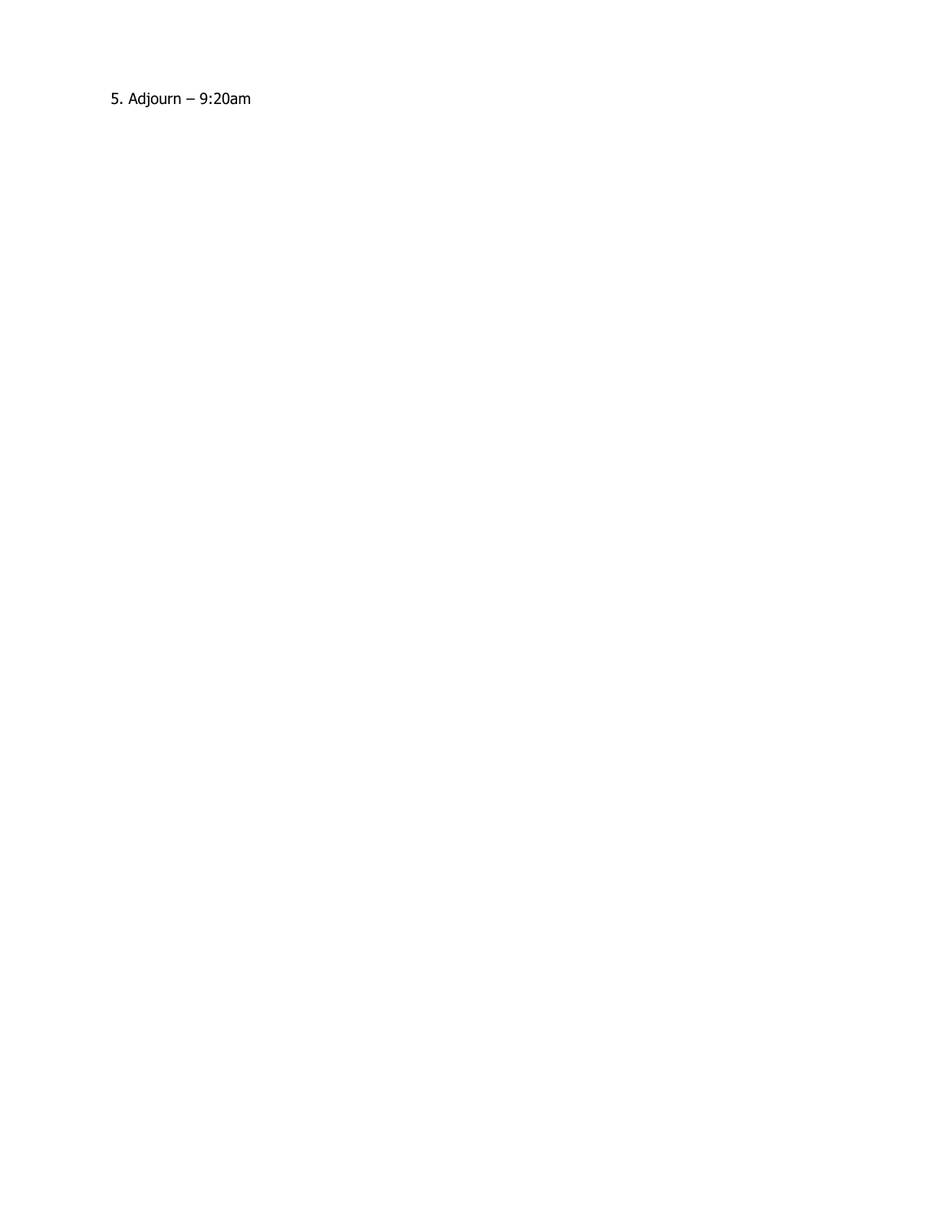5. Adjourn – 9:20am